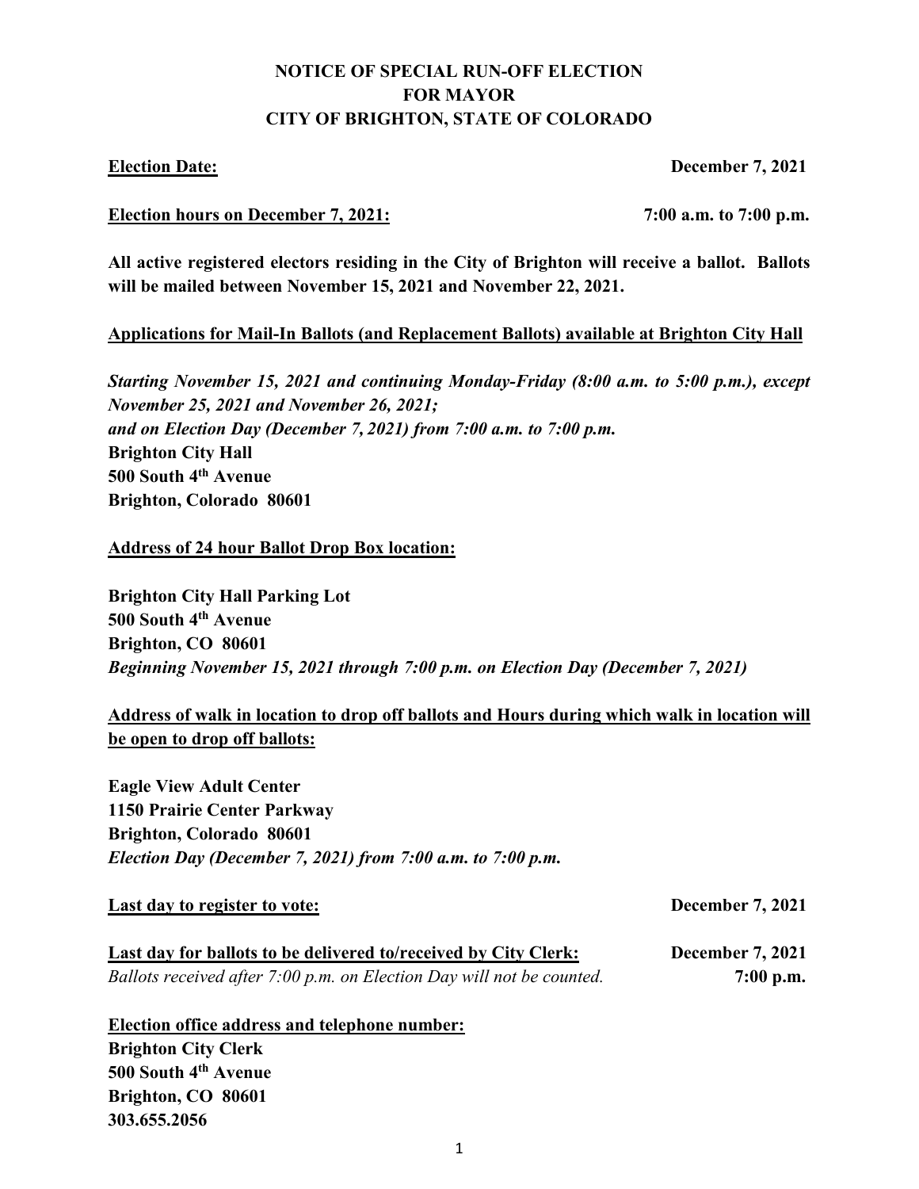# NOTICE OF SPECIAL RUN-OFF ELECTION FOR MAYOR CITY OF BRIGHTON, STATE OF COLORADO

**Election Date:** **December 7, 2021**

**Election hours on December 7, 2021:** **7:00 a.m. to 7:00 p.m.**

**All active registered electors residing in the City of Brighton will receive a ballot. Ballots will be mailed between November 15, 2021 and November 22, 2021.**

**Applications for Mail-In Ballots (and Replacement Ballots) available at Brighton City Hall**

***Starting November 15, 2021 and continuing Monday-Friday (8:00 a.m. to 5:00 p.m.), except November 25, 2021 and November 26, 2021;***
***and on Election Day (December 7, 2021) from 7:00 a.m. to 7:00 p.m.***
**Brighton City Hall**
**500 South 4th Avenue**
**Brighton, Colorado 80601**

**Address of 24 hour Ballot Drop Box location:**

**Brighton City Hall Parking Lot**
**500 South 4th Avenue**
**Brighton, CO 80601**
***Beginning November 15, 2021 through 7:00 p.m. on Election Day (December 7, 2021)***

**Address of walk in location to drop off ballots and Hours during which walk in location will be open to drop off ballots:**

**Eagle View Adult Center**
**1150 Prairie Center Parkway**
**Brighton, Colorado 80601**
***Election Day (December 7, 2021) from 7:00 a.m. to 7:00 p.m.***

**Last day to register to vote:** **December 7, 2021**

**Last day for ballots to be delivered to/received by City Clerk:** **December 7, 2021**
*Ballots received after 7:00 p.m. on Election Day will not be counted.* **7:00 p.m.**

**Election office address and telephone number:**
**Brighton City Clerk**
**500 South 4th Avenue**
**Brighton, CO 80601**
**303.655.2056**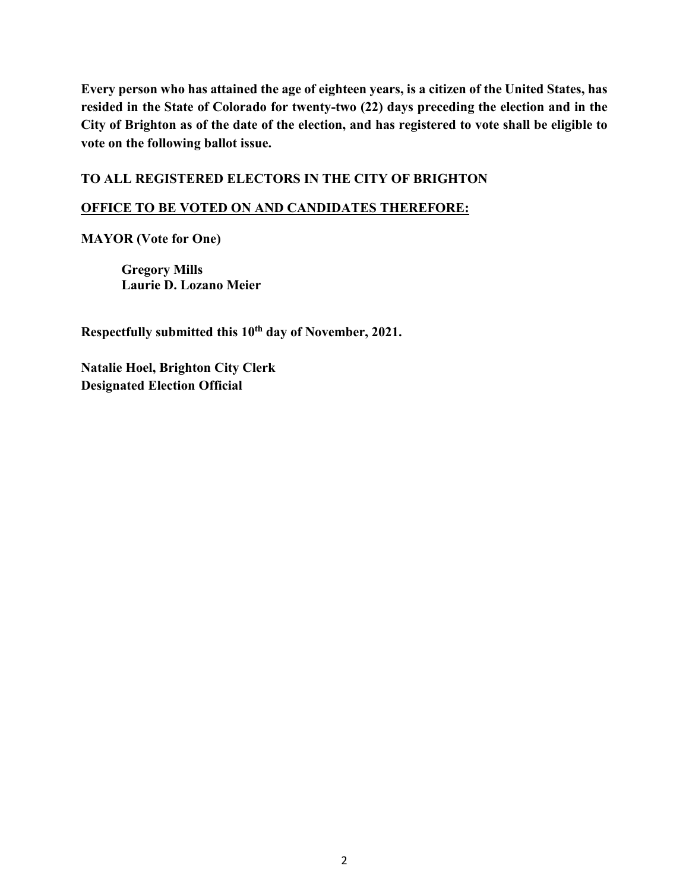**Every person who has attained the age of eighteen years, is a citizen of the United States, has resided in the State of Colorado for twenty-two (22) days preceding the election and in the City of Brighton as of the date of the election, and has registered to vote shall be eligible to vote on the following ballot issue.**

**TO ALL REGISTERED ELECTORS IN THE CITY OF BRIGHTON**

**<u>OFFICE TO BE VOTED ON AND CANDIDATES THEREFORE:</u>**

**MAYOR (Vote for One)**

**Gregory Mills**
**Laurie D. Lozano Meier**

**Respectfully submitted this 10th day of November, 2021.**

**Natalie Hoel, Brighton City Clerk**
**Designated Election Official**